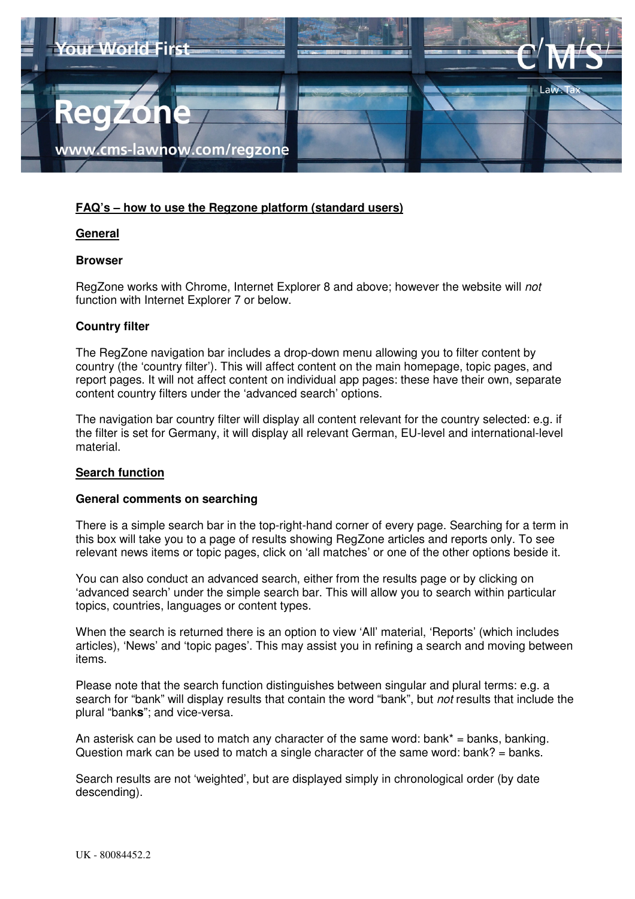Your World First

# RegZone

www.cms-lawnow.com/regzone

## FAQ's – how to use the Regzone platform (standard users)

## General

### Browser

RegZone works with Chrome, Internet Explorer 8 and above; however the website will *not* function with Internet Explorer 7 or below.

### Country filter

The RegZone navigation bar includes a drop-down menu allowing you to filter content by country (the 'country filter'). This will affect content on the main homepage, topic pages, and report pages. It will not affect content on individual app pages: these have their own, separate content country filters under the 'advanced search' options.

The navigation bar country filter will display all content relevant for the country selected: e.g. if the filter is set for Germany, it will display all relevant German, EU-level and international-level material.

## Search function

### General comments on searching

There is a simple search bar in the top-right-hand corner of every page. Searching for a term in this box will take you to a page of results showing RegZone articles and reports only. To see relevant news items or topic pages, click on 'all matches' or one of the other options beside it.

You can also conduct an advanced search, either from the results page or by clicking on 'advanced search' under the simple search bar. This will allow you to search within particular topics, countries, languages or content types.

When the search is returned there is an option to view 'All' material, 'Reports' (which includes articles), 'News' and 'topic pages'. This may assist you in refining a search and moving between items.

Please note that the search function distinguishes between singular and plural terms: e.g. a search for "bank" will display results that contain the word "bank", but *not* results that include the plural "bank**s**"; and vice-versa.

An asterisk can be used to match any character of the same word: bank* = banks, banking. Question mark can be used to match a single character of the same word: bank? = banks.

Search results are not 'weighted', but are displayed simply in chronological order (by date descending).

UK - 80084452.2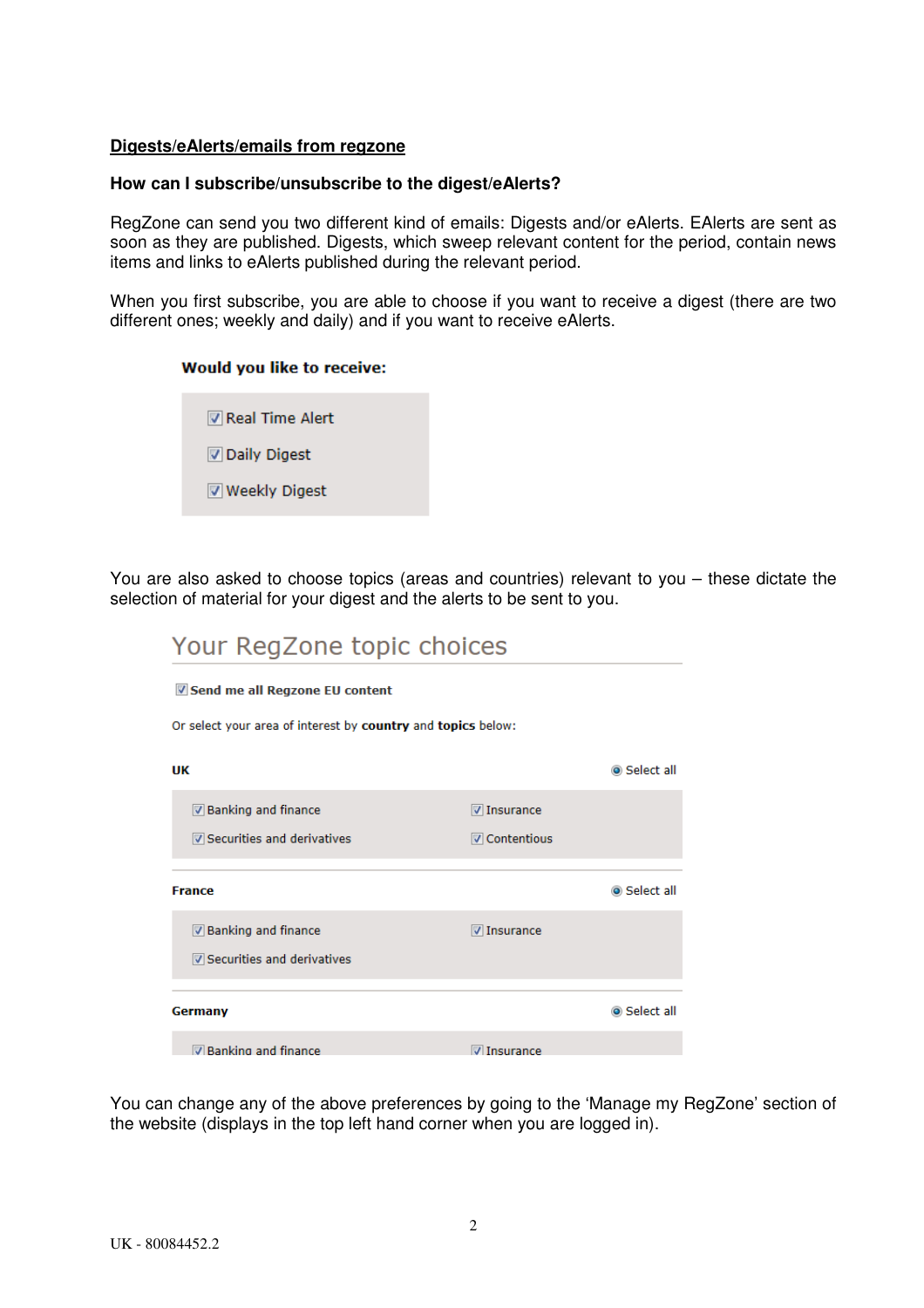## Digests/eAlerts/emails from regzone

**How can I subscribe/unsubscribe to the digest/eAlerts?**

RegZone can send you two different kind of emails: Digests and/or eAlerts. EAlerts are sent as soon as they are published. Digests, which sweep relevant content for the period, contain news items and links to eAlerts published during the relevant period.

When you first subscribe, you are able to choose if you want to receive a digest (there are two different ones; weekly and daily) and if you want to receive eAlerts.

**Would you like to receive:**

- [x] Real Time Alert
- [x] Daily Digest
- [x] Weekly Digest

You are also asked to choose topics (areas and countries) relevant to you – these dictate the selection of material for your digest and the alerts to be sent to you.

Your RegZone topic choices

- [x] **Send me all Regzone EU content**

Or select your area of interest by **country** and **topics** below:

**UK** — Select all

- [x] Banking and finance
- [x] Insurance
- [x] Securities and derivatives
- [x] Contentious

**France** — Select all

- [x] Banking and finance
- [x] Insurance
- [x] Securities and derivatives

**Germany** — Select all

- [x] Banking and finance
- [x] Insurance

You can change any of the above preferences by going to the 'Manage my RegZone' section of the website (displays in the top left hand corner when you are logged in).

UK - 80084452.2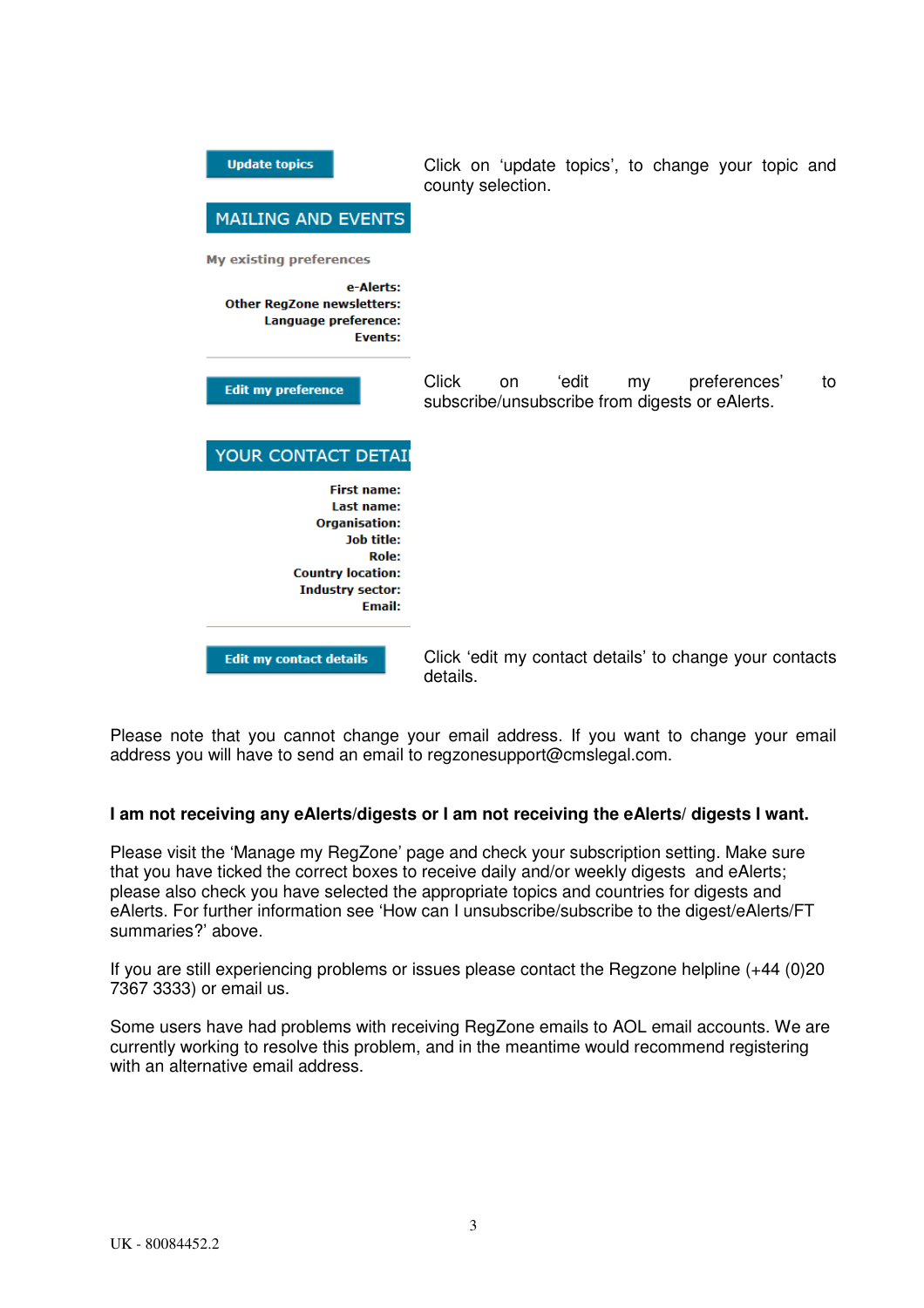Update topics

Click on 'update topics', to change your topic and county selection.

MAILING AND EVENTS

My existing preferences

e-Alerts:
Other RegZone newsletters:
Language preference:
Events:

Edit my preference

Click on 'edit my preferences' to subscribe/unsubscribe from digests or eAlerts.

YOUR CONTACT DETAI

First name:
Last name:
Organisation:
Job title:
Role:
Country location:
Industry sector:
Email:

Edit my contact details

Click 'edit my contact details' to change your contacts details.

Please note that you cannot change your email address. If you want to change your email address you will have to send an email to regzonesupport@cmslegal.com.

**I am not receiving any eAlerts/digests or I am not receiving the eAlerts/ digests I want.**

Please visit the 'Manage my RegZone' page and check your subscription setting. Make sure that you have ticked the correct boxes to receive daily and/or weekly digests and eAlerts; please also check you have selected the appropriate topics and countries for digests and eAlerts. For further information see 'How can I unsubscribe/subscribe to the digest/eAlerts/FT summaries?' above.

If you are still experiencing problems or issues please contact the Regzone helpline (+44 (0)20 7367 3333) or email us.

Some users have had problems with receiving RegZone emails to AOL email accounts. We are currently working to resolve this problem, and in the meantime would recommend registering with an alternative email address.

UK - 80084452.2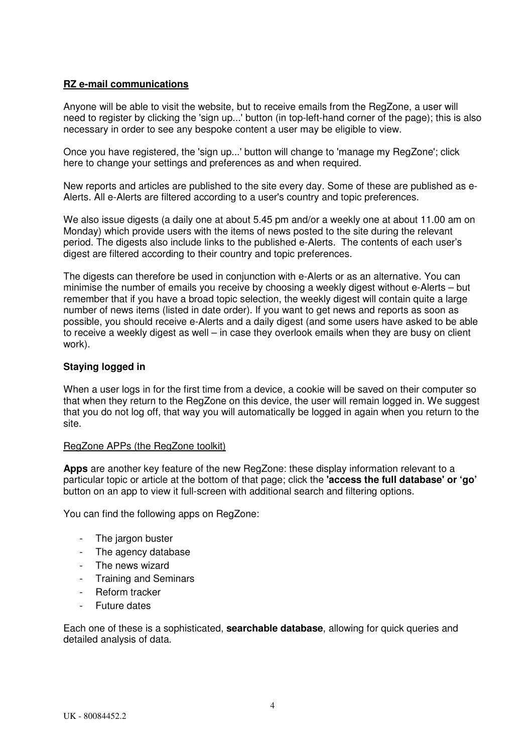**RZ e-mail communications**

Anyone will be able to visit the website, but to receive emails from the RegZone, a user will need to register by clicking the 'sign up...' button (in top-left-hand corner of the page); this is also necessary in order to see any bespoke content a user may be eligible to view.

Once you have registered, the 'sign up...' button will change to 'manage my RegZone'; click here to change your settings and preferences as and when required.

New reports and articles are published to the site every day. Some of these are published as e-Alerts. All e-Alerts are filtered according to a user's country and topic preferences.

We also issue digests (a daily one at about 5.45 pm and/or a weekly one at about 11.00 am on Monday) which provide users with the items of news posted to the site during the relevant period. The digests also include links to the published e-Alerts. The contents of each user's digest are filtered according to their country and topic preferences.

The digests can therefore be used in conjunction with e-Alerts or as an alternative. You can minimise the number of emails you receive by choosing a weekly digest without e-Alerts – but remember that if you have a broad topic selection, the weekly digest will contain quite a large number of news items (listed in date order). If you want to get news and reports as soon as possible, you should receive e-Alerts and a daily digest (and some users have asked to be able to receive a weekly digest as well – in case they overlook emails when they are busy on client work).

**Staying logged in**

When a user logs in for the first time from a device, a cookie will be saved on their computer so that when they return to the RegZone on this device, the user will remain logged in. We suggest that you do not log off, that way you will automatically be logged in again when you return to the site.

RegZone APPs (the RegZone toolkit)

**Apps** are another key feature of the new RegZone: these display information relevant to a particular topic or article at the bottom of that page; click the **'access the full database' or 'go'** button on an app to view it full-screen with additional search and filtering options.

You can find the following apps on RegZone:

- The jargon buster
- The agency database
- The news wizard
- Training and Seminars
- Reform tracker
- Future dates

Each one of these is a sophisticated, **searchable database**, allowing for quick queries and detailed analysis of data.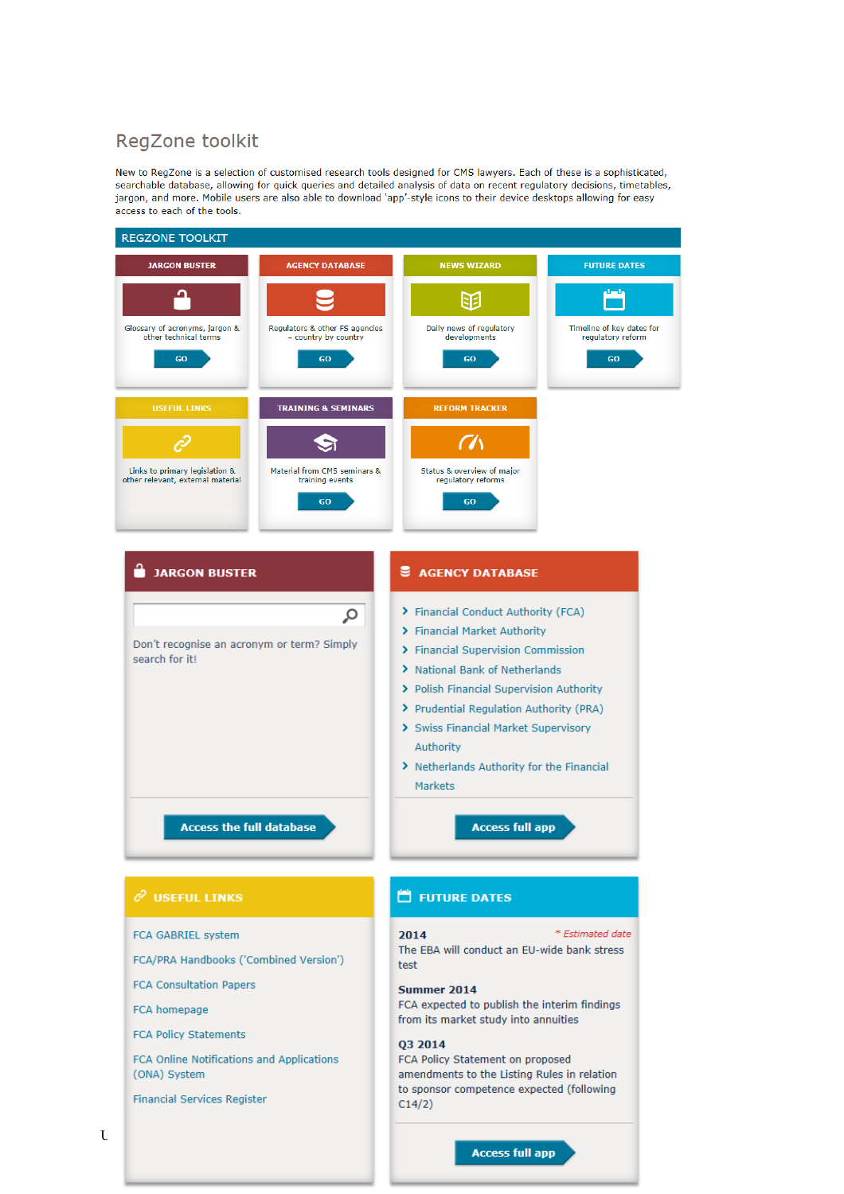# RegZone toolkit

New to RegZone is a selection of customised research tools designed for CMS lawyers. Each of these is a sophisticated, searchable database, allowing for quick queries and detailed analysis of data on recent regulatory decisions, timetables, jargon, and more. Mobile users are also able to download 'app'-style icons to their device desktops allowing for easy access to each of the tools.

## REGZONE TOOLKIT

**JARGON BUSTER**
Glossary of acronyms, jargon & other technical terms
GO

**AGENCY DATABASE**
Regulators & other FS agencies – country by country
GO

**NEWS WIZARD**
Daily news of regulatory developments
GO

**FUTURE DATES**
Timeline of key dates for regulatory reform
GO

**USEFUL LINKS**
Links to primary legislation & other relevant, external material

**TRAINING & SEMINARS**
Material from CMS seminars & training events
GO

**REFORM TRACKER**
Status & overview of major regulatory reforms
GO

### JARGON BUSTER

Don't recognise an acronym or term? Simply search for it!

Access the full database

### AGENCY DATABASE

- Financial Conduct Authority (FCA)
- Financial Market Authority
- Financial Supervision Commission
- National Bank of Netherlands
- Polish Financial Supervision Authority
- Prudential Regulation Authority (PRA)
- Swiss Financial Market Supervisory Authority
- Netherlands Authority for the Financial Markets

Access full app

### USEFUL LINKS

FCA GABRIEL system

FCA/PRA Handbooks ('Combined Version')

FCA Consultation Papers

FCA homepage

FCA Policy Statements

FCA Online Notifications and Applications (ONA) System

Financial Services Register

### FUTURE DATES

*\* Estimated date*

**2014**
The EBA will conduct an EU-wide bank stress test

**Summer 2014**
FCA expected to publish the interim findings from its market study into annuities

**Q3 2014**
FCA Policy Statement on proposed amendments to the Listing Rules in relation to sponsor competence expected (following C14/2)

Access full app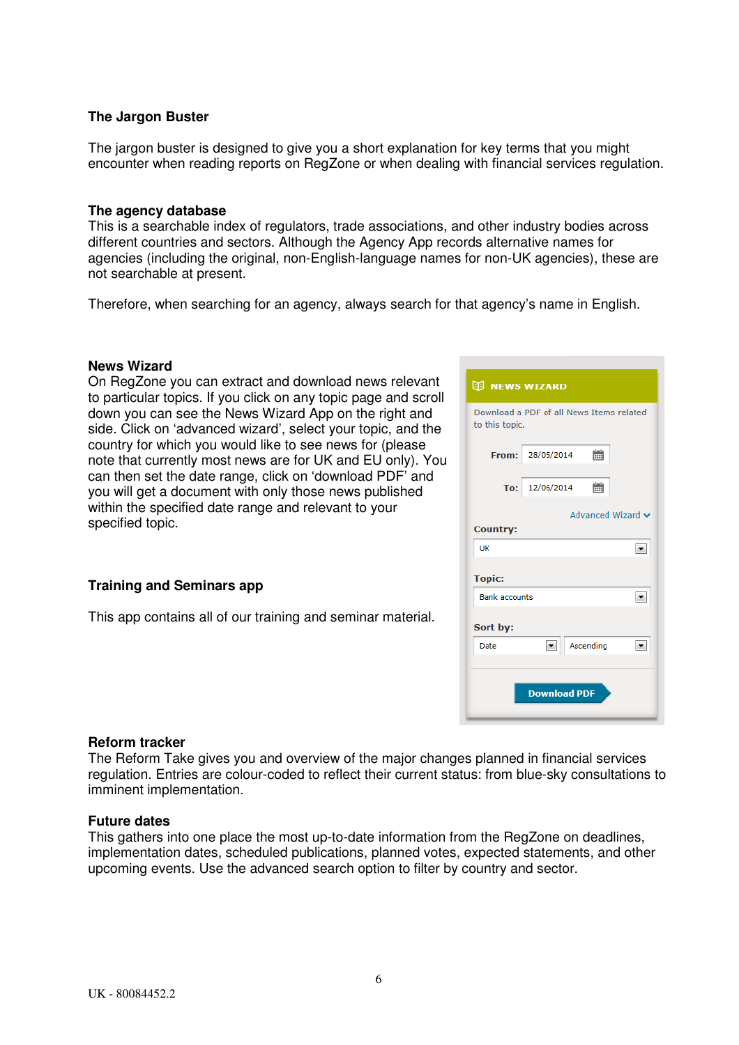### The Jargon Buster

The jargon buster is designed to give you a short explanation for key terms that you might encounter when reading reports on RegZone or when dealing with financial services regulation.

### The agency database

This is a searchable index of regulators, trade associations, and other industry bodies across different countries and sectors. Although the Agency App records alternative names for agencies (including the original, non-English-language names for non-UK agencies), these are not searchable at present.

Therefore, when searching for an agency, always search for that agency's name in English.

### News Wizard

On RegZone you can extract and download news relevant to particular topics. If you click on any topic page and scroll down you can see the News Wizard App on the right and side. Click on 'advanced wizard', select your topic, and the country for which you would like to see news for (please note that currently most news are for UK and EU only). You can then set the date range, click on 'download PDF' and you will get a document with only those news published within the specified date range and relevant to your specified topic.

### Training and Seminars app

This app contains all of our training and seminar material.

### Reform tracker

The Reform Take gives you and overview of the major changes planned in financial services regulation. Entries are colour-coded to reflect their current status: from blue-sky consultations to imminent implementation.

### Future dates

This gathers into one place the most up-to-date information from the RegZone on deadlines, implementation dates, scheduled publications, planned votes, expected statements, and other upcoming events. Use the advanced search option to filter by country and sector.